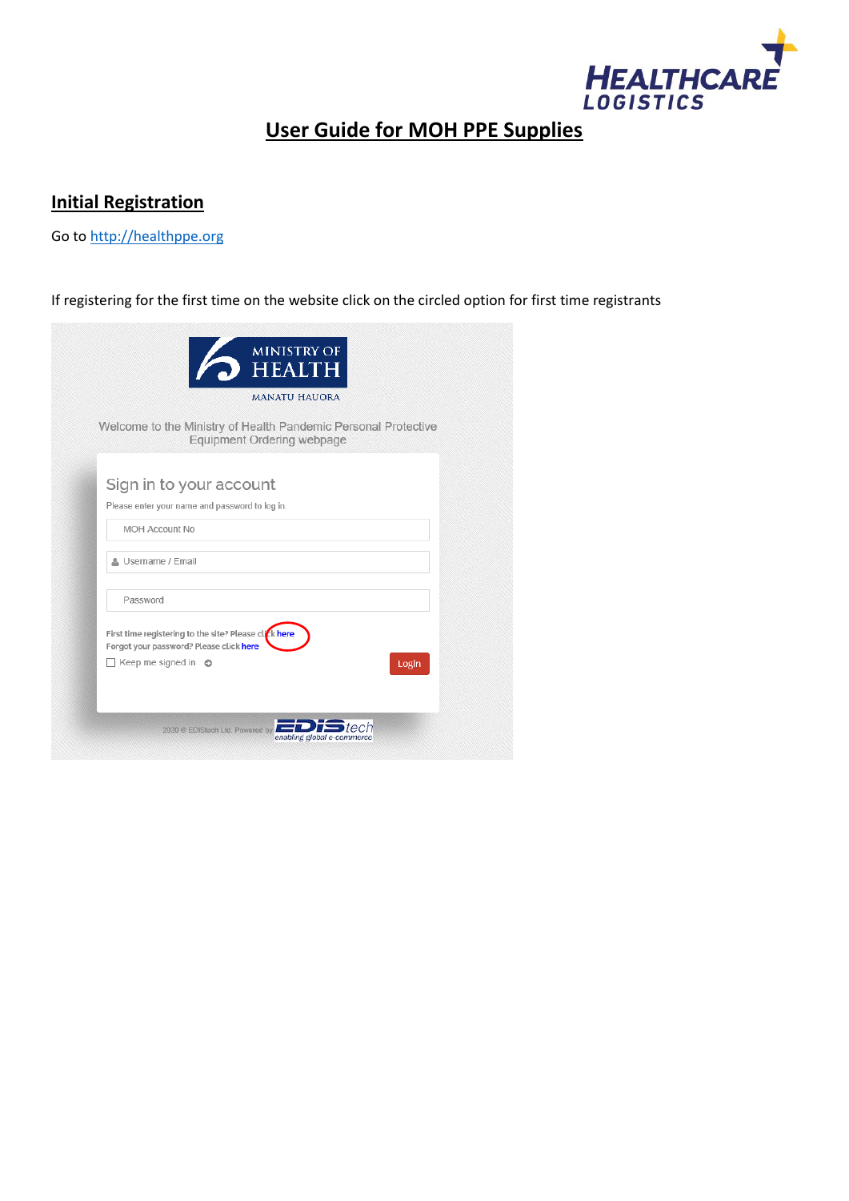# User Guide for MOH PPE Supplies

## Initial Registration

Go to http://healthppe.org

If registering for the first time on the website click on the circled option for first time registrants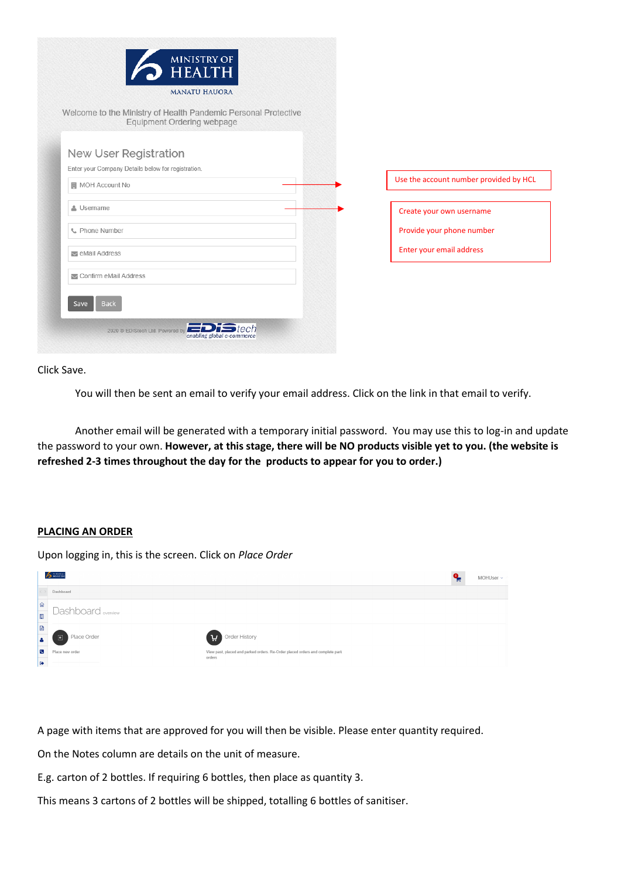Click Save.

You will then be sent an email to verify your email address. Click on the link in that email to verify.

Another email will be generated with a temporary initial password. You may use this to log-in and update the password to your own. **However, at this stage, there will be NO products visible yet to you. (the website is refreshed 2-3 times throughout the day for the products to appear for you to order.)**

## PLACING AN ORDER

Upon logging in, this is the screen. Click on *Place Order*

A page with items that are approved for you will then be visible. Please enter quantity required.

On the Notes column are details on the unit of measure.

E.g. carton of 2 bottles. If requiring 6 bottles, then place as quantity 3.

This means 3 cartons of 2 bottles will be shipped, totalling 6 bottles of sanitiser.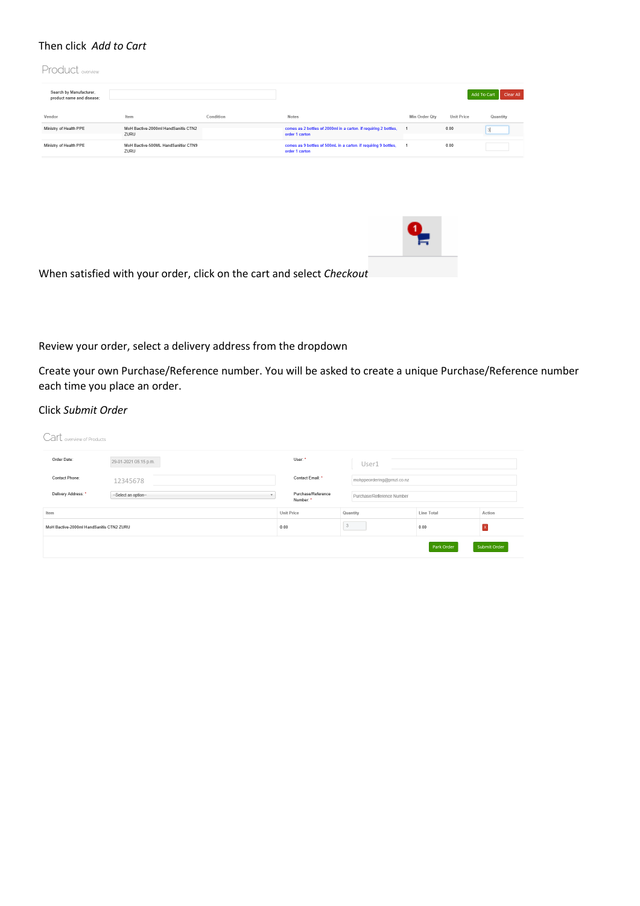Then click *Add to Cart*

Product overview

Search by Manufacturer, product name and disease:

Add To Cart | Clear All

| Vendor | Item | Condition | Notes | Min Order Qty | Unit Price | Quantity |
|---|---|---|---|---|---|---|
| Ministry of Health PPE | MoH Bactive-2000ml HandSanitis CTN2 ZURU | | comes as 2 bottles of 2000ml in a carton. if requiring 2 bottles, order 1 carton | 1 | 0.00 | 3 |
| Ministry of Health PPE | MoH Bactive-500ML HandSanitisr CTN9 ZURU | | comes as 9 bottles of 500mL in a carton. if requiring 9 bottles, order 1 carton | 1 | 0.00 | |

When satisfied with your order, click on the cart and select *Checkout*

Review your order, select a delivery address from the dropdown

Create your own Purchase/Reference number. You will be asked to create a unique Purchase/Reference number each time you place an order.

Click *Submit Order*

Cart overview of Products

Order Date: 29-01-2021 05:15 p.m.

User: * User1

Contact Phone: 12345678

Contact Email: * mohppeordering@pmzl.co.nz

Delivery Address: * --Select an option--

Purchase/Reference Number: * Purchase/Reference Number

| Item | Unit Price | Quantity | Line Total | Action |
|---|---|---|---|---|
| MoH Bactive-2000ml HandSanitis CTN2 ZURU | 0.00 | 3 | 0.00 | X |

Park Order | Submit Order